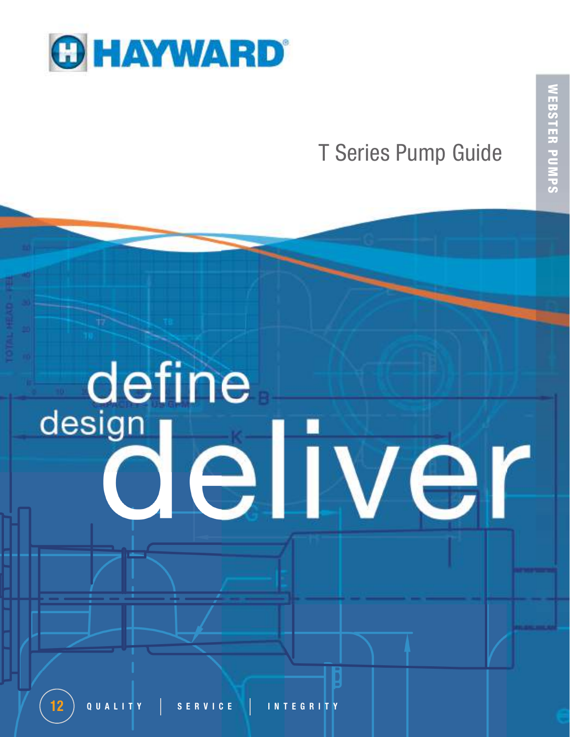# HAYWARD®

## T Series Pump Guide

WEBSTER PUMPS

define

design

deliver

12 QUALITY | SERVICE | INTEGRITY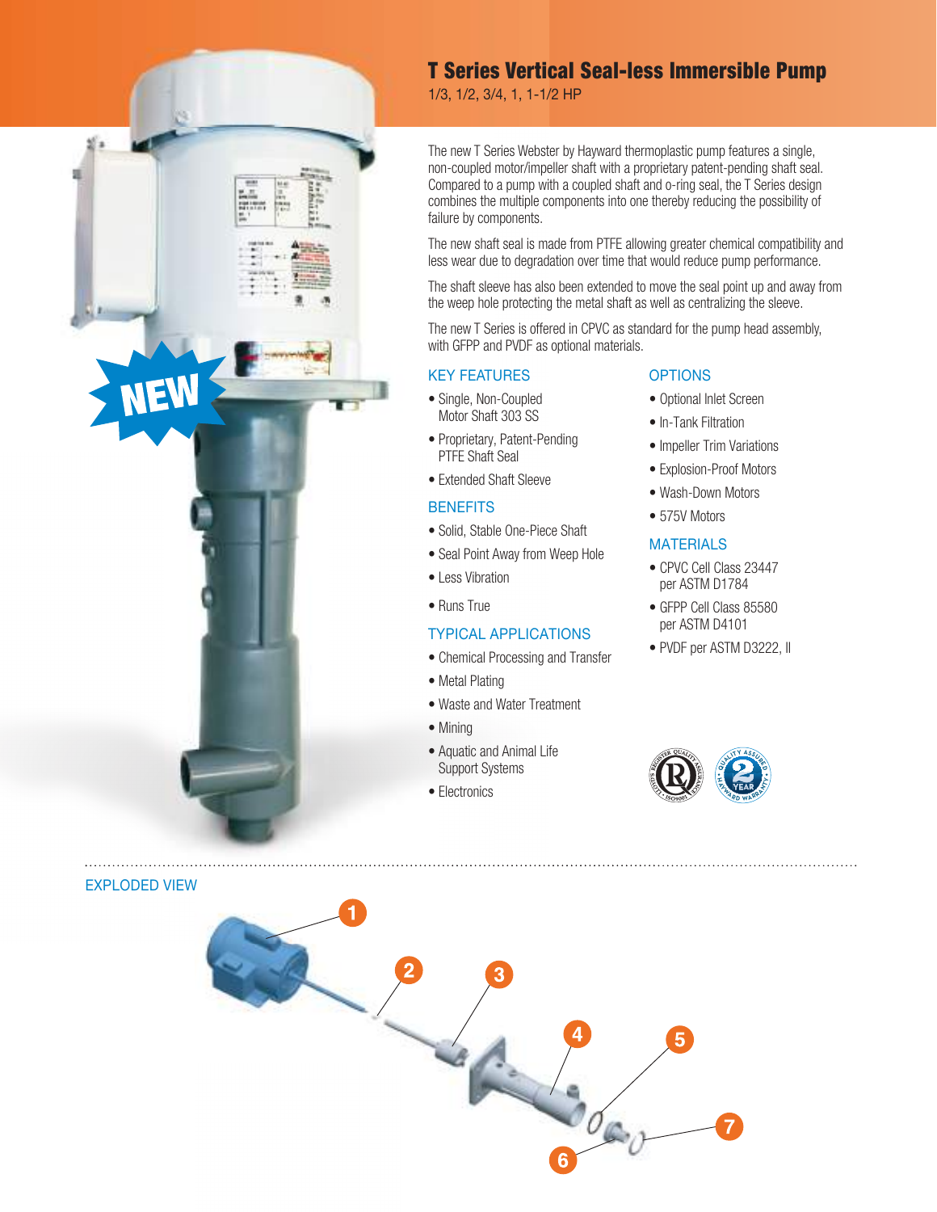# T Series Vertical Seal-less Immersible Pump

1/3, 1/2, 3/4, 1, 1-1/2 HP

The new T Series Webster by Hayward thermoplastic pump features a single, non-coupled motor/impeller shaft with a proprietary patent-pending shaft seal. Compared to a pump with a coupled shaft and o-ring seal, the T Series design combines the multiple components into one thereby reducing the possibility of failure by components.

The new shaft seal is made from PTFE allowing greater chemical compatibility and less wear due to degradation over time that would reduce pump performance.

The shaft sleeve has also been extended to move the seal point up and away from the weep hole protecting the metal shaft as well as centralizing the sleeve.

The new T Series is offered in CPVC as standard for the pump head assembly, with GFPP and PVDF as optional materials.

## KEY FEATURES

- Single, Non-Coupled Motor Shaft 303 SS
- Proprietary, Patent-Pending PTFE Shaft Seal
- Extended Shaft Sleeve

## BENEFITS

- Solid, Stable One-Piece Shaft
- Seal Point Away from Weep Hole
- Less Vibration
- Runs True

## TYPICAL APPLICATIONS

- Chemical Processing and Transfer
- Metal Plating
- Waste and Water Treatment
- Mining
- Aquatic and Animal Life Support Systems
- Electronics

## OPTIONS

- Optional Inlet Screen
- In-Tank Filtration
- Impeller Trim Variations
- Explosion-Proof Motors
- Wash-Down Motors
- 575V Motors

## MATERIALS

- CPVC Cell Class 23447 per ASTM D1784
- GFPP Cell Class 85580 per ASTM D4101
- PVDF per ASTM D3222, II

## EXPLODED VIEW

1 2 3 4 5 6 7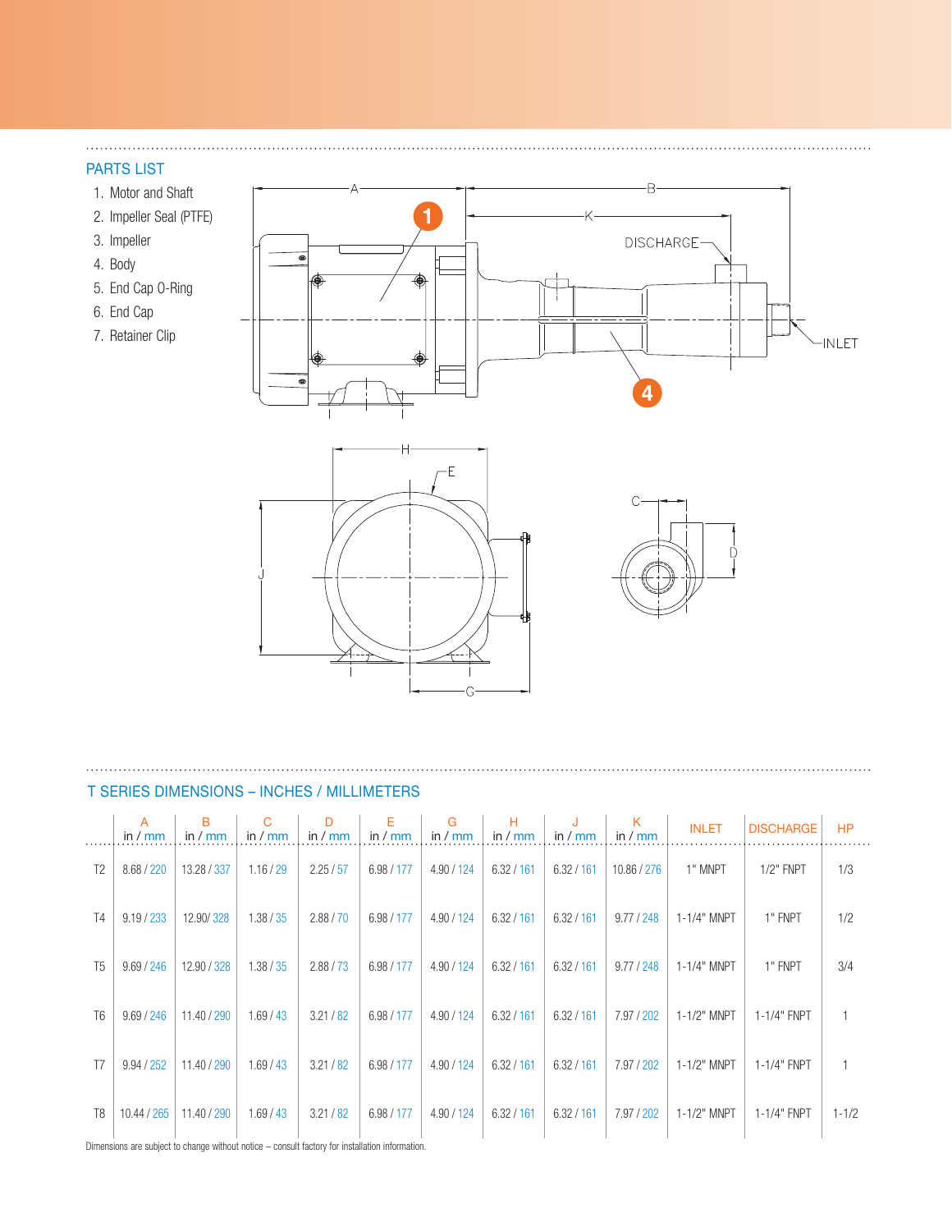## PARTS LIST

1. Motor and Shaft
2. Impeller Seal (PTFE)
3. Impeller
4. Body
5. End Cap O-Ring
6. End Cap
7. Retainer Clip

## T SERIES DIMENSIONS – INCHES / MILLIMETERS

| | A in / mm | B in / mm | C in / mm | D in / mm | E in / mm | G in / mm | H in / mm | J in / mm | K in / mm | INLET | DISCHARGE | HP |
|---|---|---|---|---|---|---|---|---|---|---|---|---|
| T2 | 8.68 / 220 | 13.28 / 337 | 1.16 / 29 | 2.25 / 57 | 6.98 / 177 | 4.90 / 124 | 6.32 / 161 | 6.32 / 161 | 10.86 / 276 | 1" MNPT | 1/2" FNPT | 1/3 |
| T4 | 9.19 / 233 | 12.90/ 328 | 1.38 / 35 | 2.88 / 70 | 6.98 / 177 | 4.90 / 124 | 6.32 / 161 | 6.32 / 161 | 9.77 / 248 | 1-1/4" MNPT | 1" FNPT | 1/2 |
| T5 | 9.69 / 246 | 12.90 / 328 | 1.38 / 35 | 2.88 / 73 | 6.98 / 177 | 4.90 / 124 | 6.32 / 161 | 6.32 / 161 | 9.77 / 248 | 1-1/4" MNPT | 1" FNPT | 3/4 |
| T6 | 9.69 / 246 | 11.40 / 290 | 1.69 / 43 | 3.21 / 82 | 6.98 / 177 | 4.90 / 124 | 6.32 / 161 | 6.32 / 161 | 7.97 / 202 | 1-1/2" MNPT | 1-1/4" FNPT | 1 |
| T7 | 9.94 / 252 | 11.40 / 290 | 1.69 / 43 | 3.21 / 82 | 6.98 / 177 | 4.90 / 124 | 6.32 / 161 | 6.32 / 161 | 7.97 / 202 | 1-1/2" MNPT | 1-1/4" FNPT | 1 |
| T8 | 10.44 / 265 | 11.40 / 290 | 1.69 / 43 | 3.21 / 82 | 6.98 / 177 | 4.90 / 124 | 6.32 / 161 | 6.32 / 161 | 7.97 / 202 | 1-1/2" MNPT | 1-1/4" FNPT | 1-1/2 |

Dimensions are subject to change without notice – consult factory for installation information.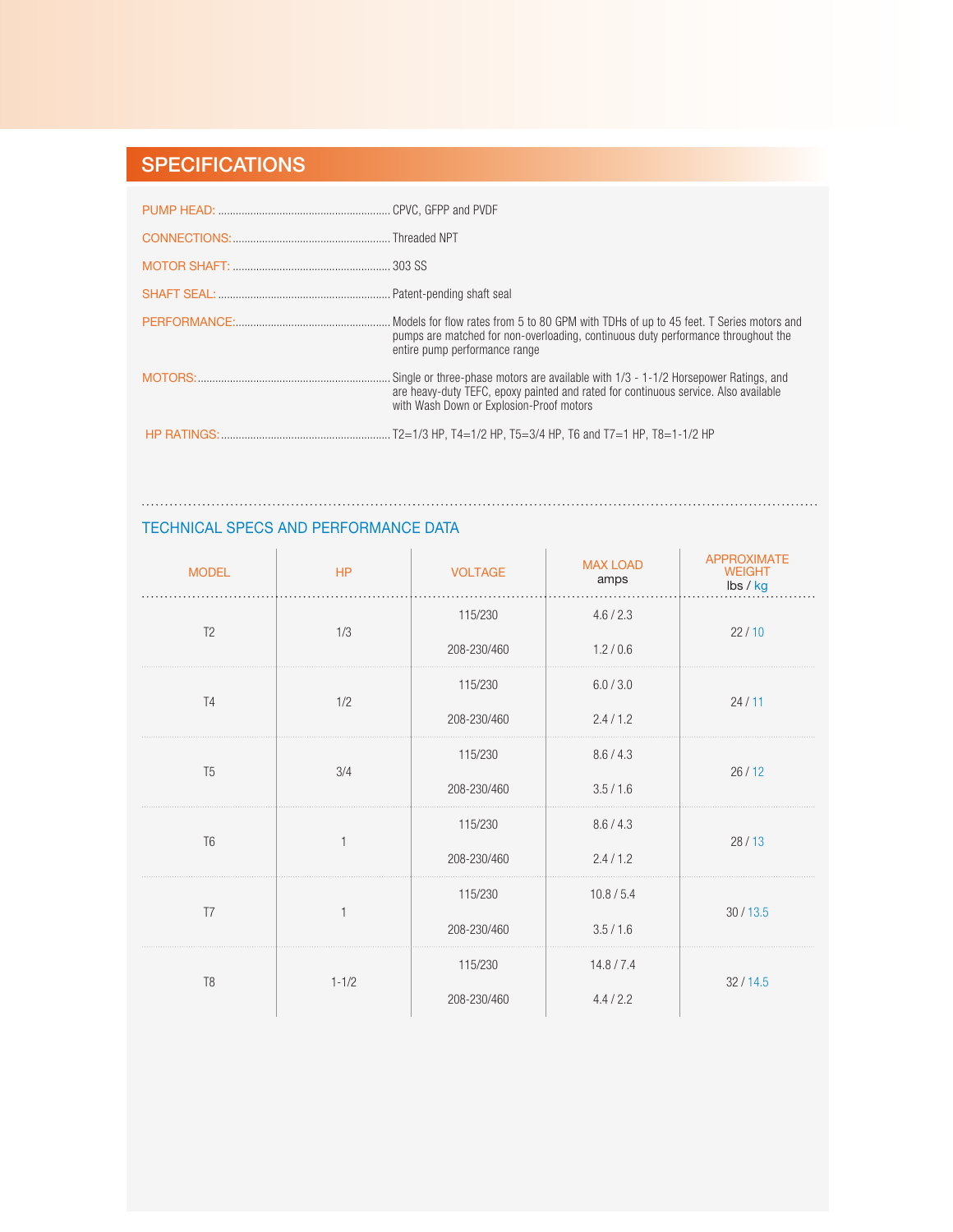## SPECIFICATIONS

PUMP HEAD: ........................................................... CPVC, GFPP and PVDF

CONNECTIONS: ........................................................ Threaded NPT

MOTOR SHAFT: ........................................................ 303 SS

SHAFT SEAL: ........................................................... Patent-pending shaft seal

PERFORMANCE: ...................................................... Models for flow rates from 5 to 80 GPM with TDHs of up to 45 feet. T Series motors and pumps are matched for non-overloading, continuous duty performance throughout the entire pump performance range

MOTORS: .................................................................. Single or three-phase motors are available with 1/3 - 1-1/2 Horsepower Ratings, and are heavy-duty TEFC, epoxy painted and rated for continuous service. Also available with Wash Down or Explosion-Proof motors

HP RATINGS: ........................................................... T2=1/3 HP, T4=1/2 HP, T5=3/4 HP, T6 and T7=1 HP, T8=1-1/2 HP

### TECHNICAL SPECS AND PERFORMANCE DATA

| MODEL | HP | VOLTAGE | MAX LOAD amps | APPROXIMATE WEIGHT lbs / kg |
|---|---|---|---|---|
| T2 | 1/3 | 115/230 | 4.6 / 2.3 | 22 / 10 |
| | | 208-230/460 | 1.2 / 0.6 | |
| T4 | 1/2 | 115/230 | 6.0 / 3.0 | 24 / 11 |
| | | 208-230/460 | 2.4 / 1.2 | |
| T5 | 3/4 | 115/230 | 8.6 / 4.3 | 26 / 12 |
| | | 208-230/460 | 3.5 / 1.6 | |
| T6 | 1 | 115/230 | 8.6 / 4.3 | 28 / 13 |
| | | 208-230/460 | 2.4 / 1.2 | |
| T7 | 1 | 115/230 | 10.8 / 5.4 | 30 / 13.5 |
| | | 208-230/460 | 3.5 / 1.6 | |
| T8 | 1-1/2 | 115/230 | 14.8 / 7.4 | 32 / 14.5 |
| | | 208-230/460 | 4.4 / 2.2 | |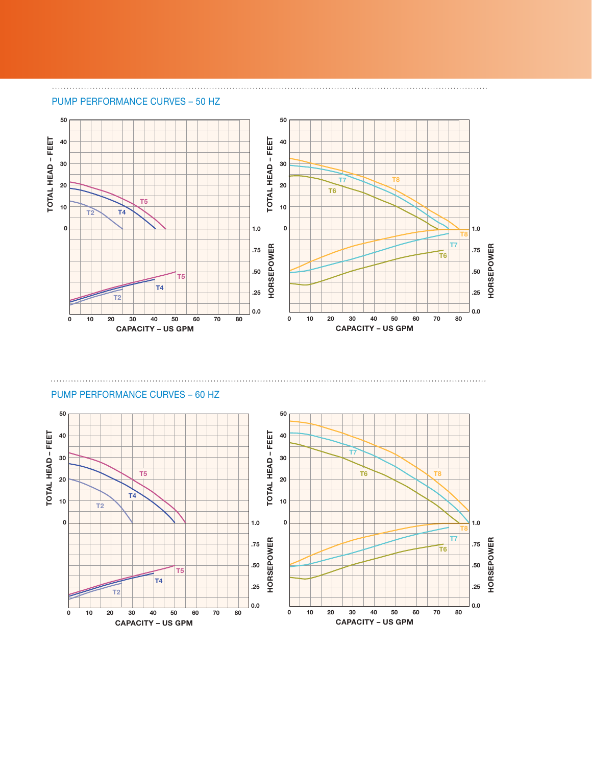## PUMP PERFORMANCE CURVES – 50 HZ

## PUMP PERFORMANCE CURVES – 60 HZ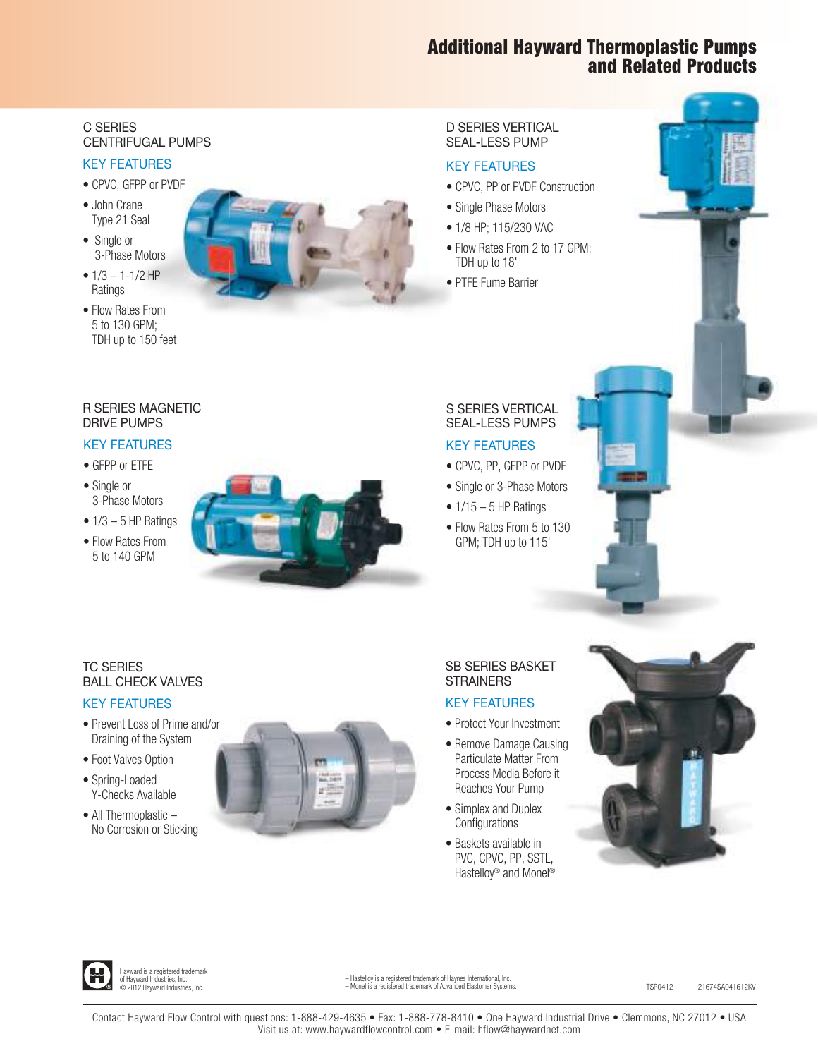# Additional Hayward Thermoplastic Pumps and Related Products

## C SERIES CENTRIFUGAL PUMPS

### KEY FEATURES

- CPVC, GFPP or PVDF
- John Crane Type 21 Seal
- Single or 3-Phase Motors
- 1/3 – 1-1/2 HP Ratings
- Flow Rates From 5 to 130 GPM; TDH up to 150 feet

## D SERIES VERTICAL SEAL-LESS PUMP

### KEY FEATURES

- CPVC, PP or PVDF Construction
- Single Phase Motors
- 1/8 HP; 115/230 VAC
- Flow Rates From 2 to 17 GPM; TDH up to 18'
- PTFE Fume Barrier

## R SERIES MAGNETIC DRIVE PUMPS

### KEY FEATURES

- GFPP or ETFE
- Single or 3-Phase Motors
- 1/3 – 5 HP Ratings
- Flow Rates From 5 to 140 GPM

## S SERIES VERTICAL SEAL-LESS PUMPS

### KEY FEATURES

- CPVC, PP, GFPP or PVDF
- Single or 3-Phase Motors
- 1/15 – 5 HP Ratings
- Flow Rates From 5 to 130 GPM; TDH up to 115'

## TC SERIES BALL CHECK VALVES

### KEY FEATURES

- Prevent Loss of Prime and/or Draining of the System
- Foot Valves Option
- Spring-Loaded Y-Checks Available
- All Thermoplastic – No Corrosion or Sticking

## SB SERIES BASKET STRAINERS

### KEY FEATURES

- Protect Your Investment
- Remove Damage Causing Particulate Matter From Process Media Before it Reaches Your Pump
- Simplex and Duplex Configurations
- Baskets available in PVC, CPVC, PP, SSTL, Hastelloy® and Monel®

Hayward is a registered trademark of Hayward Industries, Inc.
© 2012 Hayward Industries, Inc.

– Hastelloy is a registered trademark of Haynes International, Inc.
– Monel is a registered trademark of Advanced Elastomer Systems.

TSP0412 21674SA041612KV

Contact Hayward Flow Control with questions: 1-888-429-4635 • Fax: 1-888-778-8410 • One Hayward Industrial Drive • Clemmons, NC 27012 • USA
Visit us at: www.haywardflowcontrol.com • E-mail: hflow@haywardnet.com